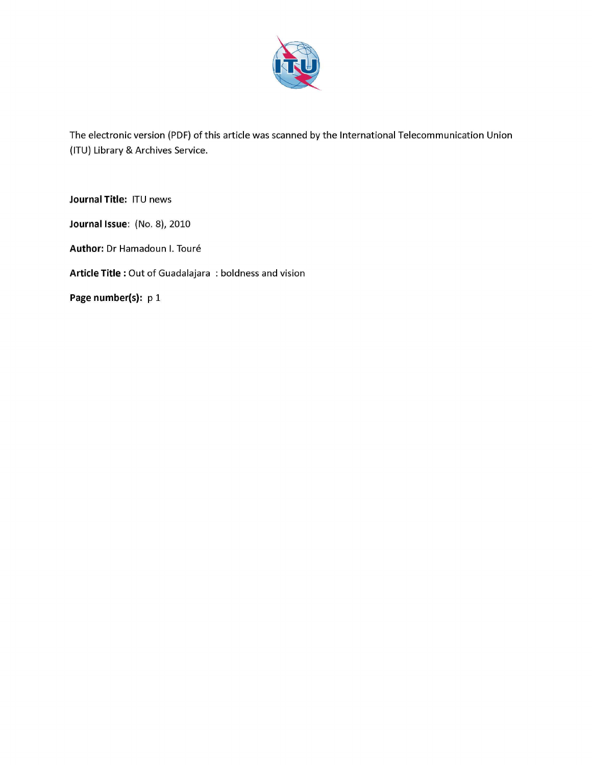The electronic version (PDF) of this article was scanned by the International Telecommunication Union (ITU) Library & Archives Service.

**Journal Title:** ITU news

**Journal Issue**: (No. 8), 2010

**Author:** Dr Hamadoun I. Touré

**Article Title :** Out of Guadalajara : boldness and vision

**Page number(s):** p 1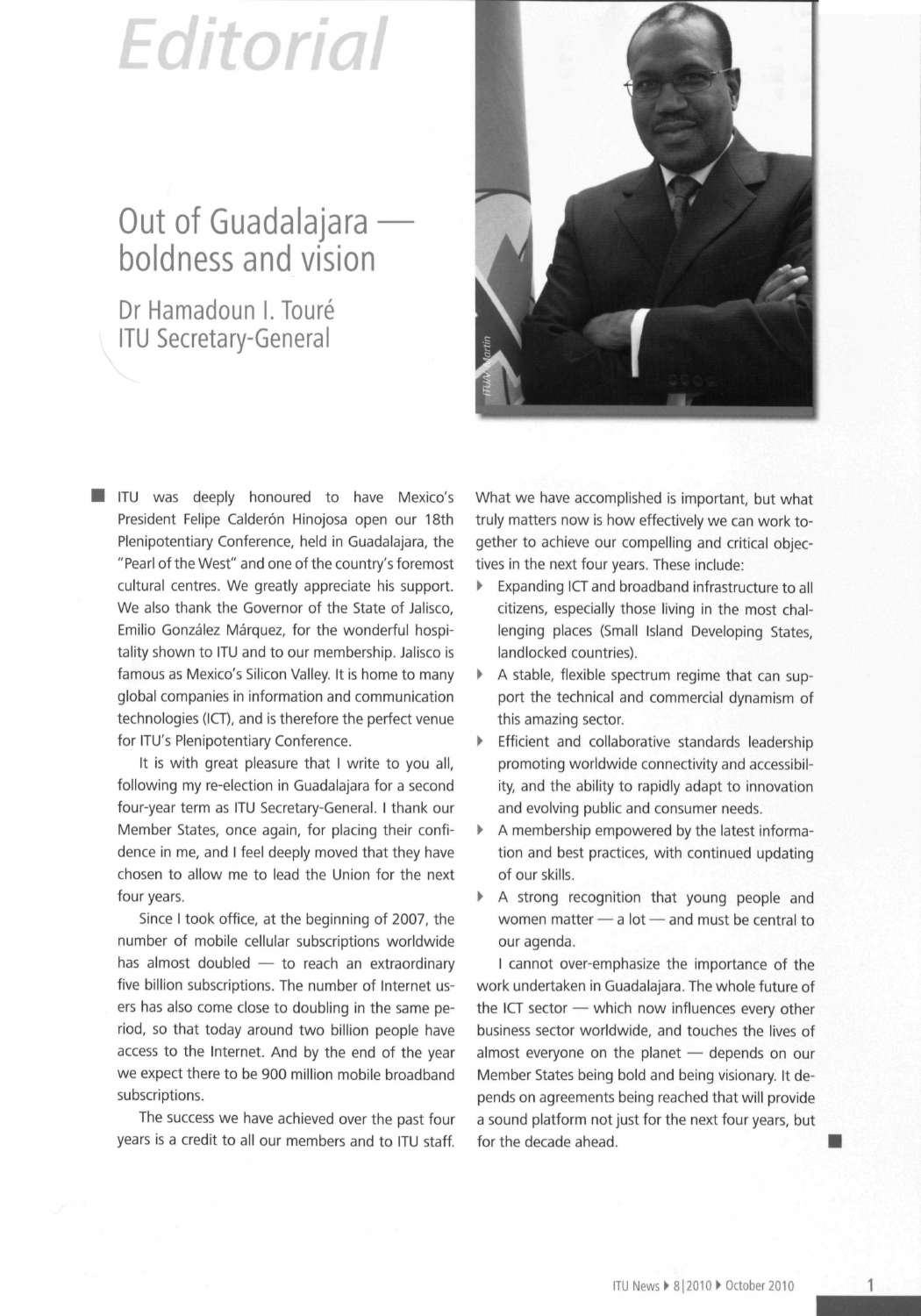# Editorial

## Out of Guadalajara — boldness and vision

### Dr Hamadoun I. Touré
### ITU Secretary-General

ITU was deeply honoured to have Mexico's President Felipe Calderón Hinojosa open our 18th Plenipotentiary Conference, held in Guadalajara, the "Pearl of the West" and one of the country's foremost cultural centres. We greatly appreciate his support. We also thank the Governor of the State of Jalisco, Emilio González Márquez, for the wonderful hospitality shown to ITU and to our membership. Jalisco is famous as Mexico's Silicon Valley. It is home to many global companies in information and communication technologies (ICT), and is therefore the perfect venue for ITU's Plenipotentiary Conference.

It is with great pleasure that I write to you all, following my re-election in Guadalajara for a second four-year term as ITU Secretary-General. I thank our Member States, once again, for placing their confidence in me, and I feel deeply moved that they have chosen to allow me to lead the Union for the next four years.

Since I took office, at the beginning of 2007, the number of mobile cellular subscriptions worldwide has almost doubled — to reach an extraordinary five billion subscriptions. The number of Internet users has also come close to doubling in the same period, so that today around two billion people have access to the Internet. And by the end of the year we expect there to be 900 million mobile broadband subscriptions.

The success we have achieved over the past four years is a credit to all our members and to ITU staff. What we have accomplished is important, but what truly matters now is how effectively we can work together to achieve our compelling and critical objectives in the next four years. These include:

- Expanding ICT and broadband infrastructure to all citizens, especially those living in the most challenging places (Small Island Developing States, landlocked countries).
- A stable, flexible spectrum regime that can support the technical and commercial dynamism of this amazing sector.
- Efficient and collaborative standards leadership promoting worldwide connectivity and accessibility, and the ability to rapidly adapt to innovation and evolving public and consumer needs.
- A membership empowered by the latest information and best practices, with continued updating of our skills.
- A strong recognition that young people and women matter — a lot — and must be central to our agenda.

I cannot over-emphasize the importance of the work undertaken in Guadalajara. The whole future of the ICT sector — which now influences every other business sector worldwide, and touches the lives of almost everyone on the planet — depends on our Member States being bold and being visionary. It depends on agreements being reached that will provide a sound platform not just for the next four years, but for the decade ahead.